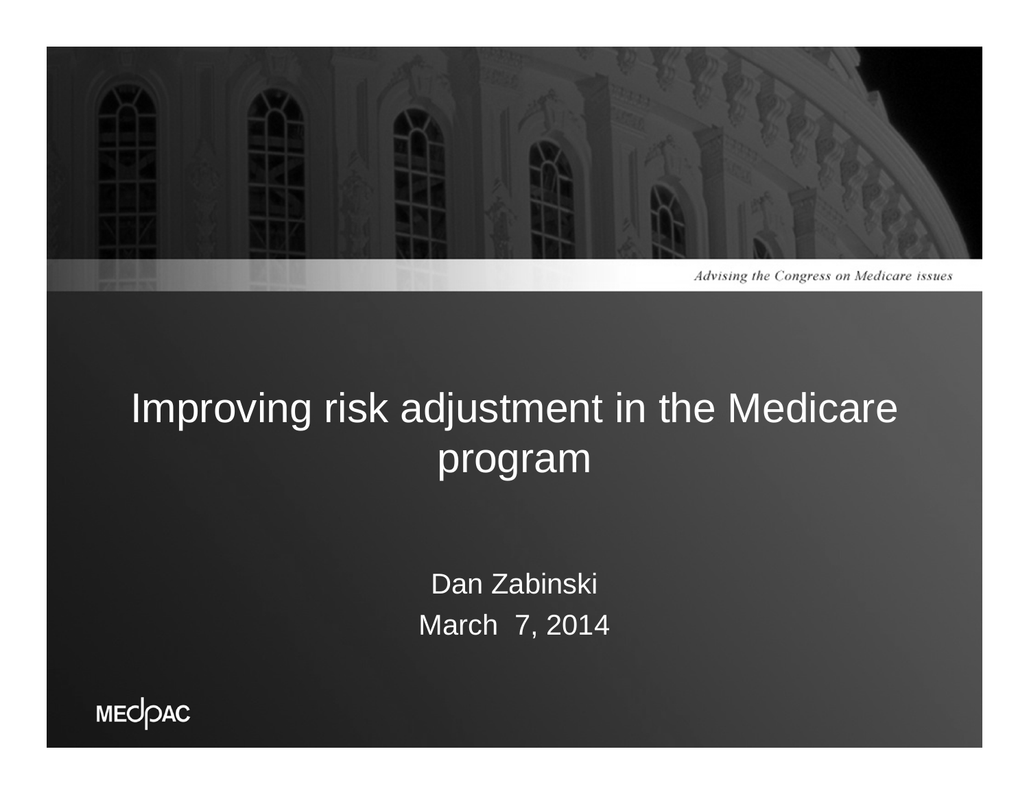*Advising the Congress on Medicare issues*

# Improving risk adjustment in the Medicare program

Dan Zabinski

March 7, 2014

MEDPAC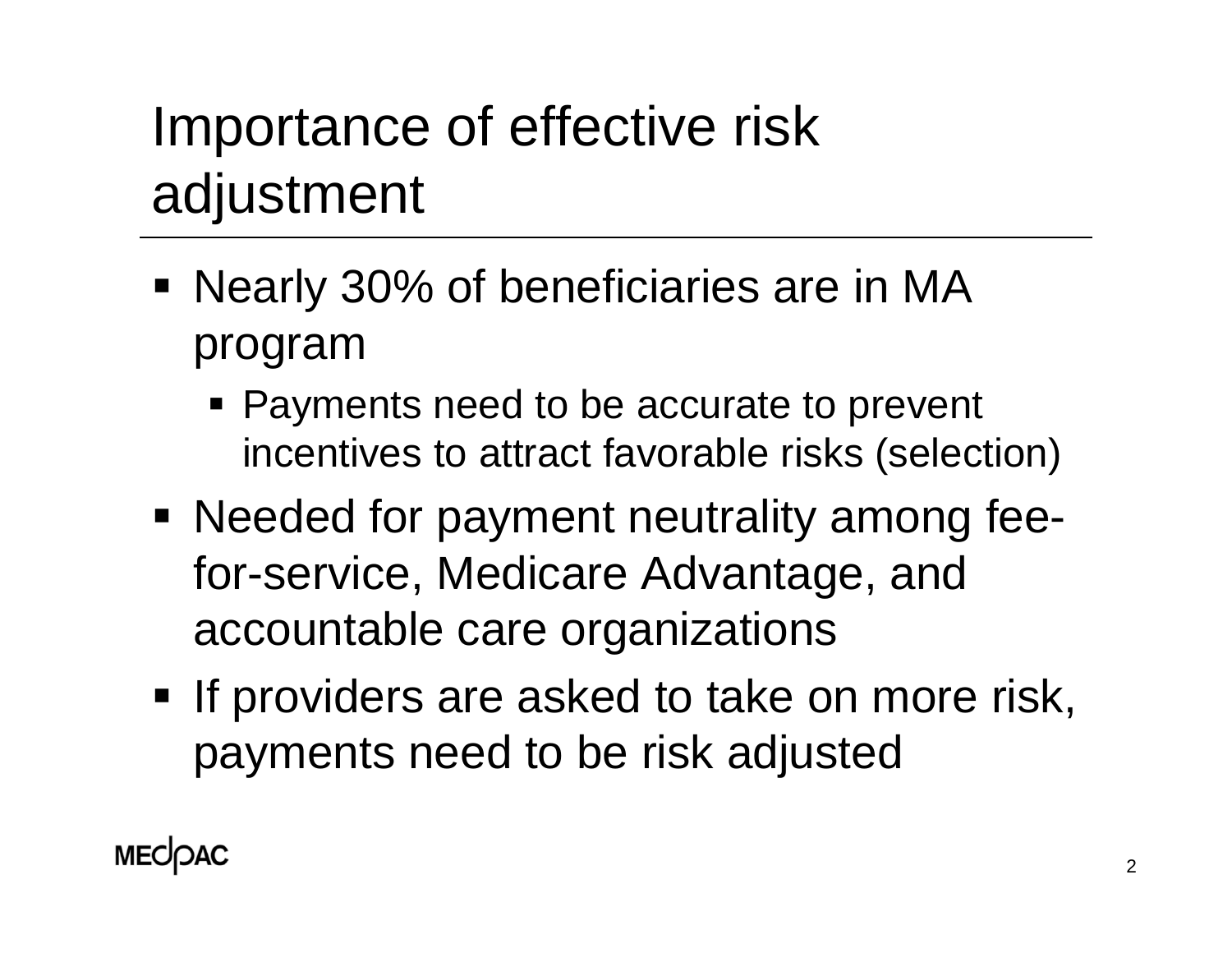# Importance of effective risk adjustment

- Nearly 30% of beneficiaries are in MA program
  - Payments need to be accurate to prevent incentives to attract favorable risks (selection)
- Needed for payment neutrality among fee-for-service, Medicare Advantage, and accountable care organizations
- If providers are asked to take on more risk, payments need to be risk adjusted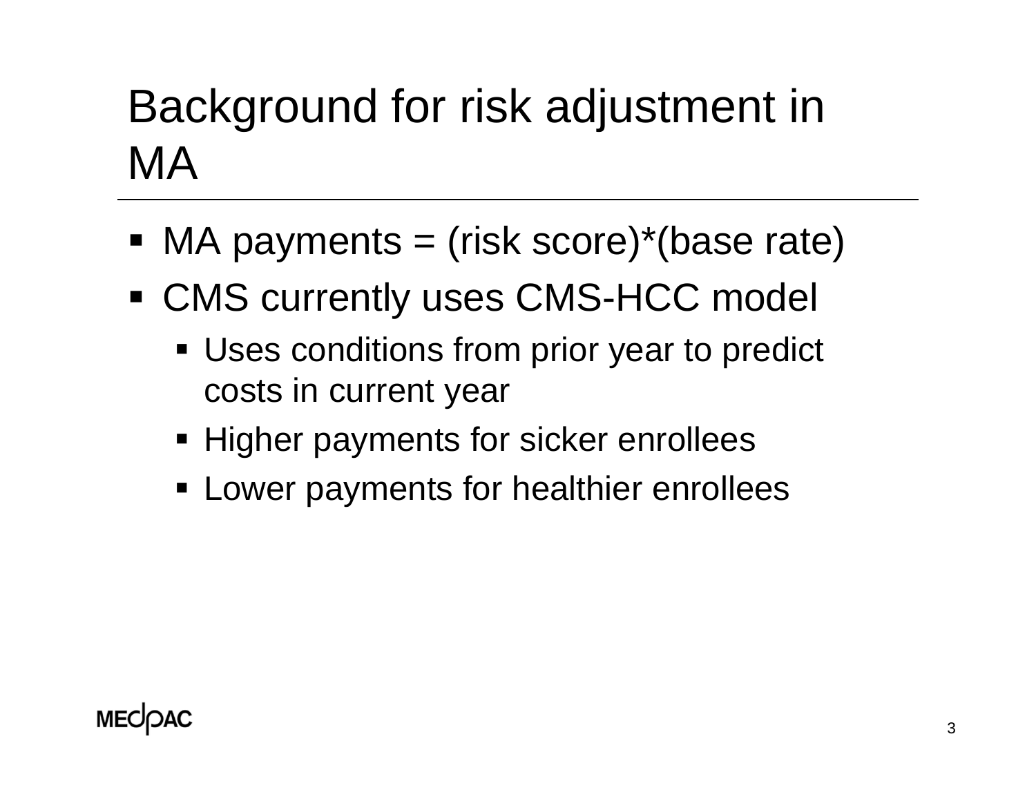# Background for risk adjustment in MA

- MA payments = (risk score)*(base rate)
- CMS currently uses CMS-HCC model
  - Uses conditions from prior year to predict costs in current year
  - Higher payments for sicker enrollees
  - Lower payments for healthier enrollees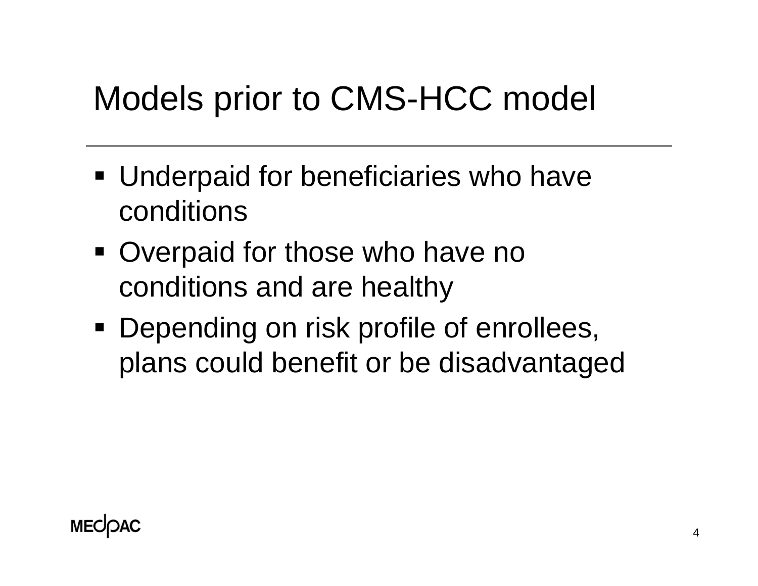# Models prior to CMS-HCC model

- Underpaid for beneficiaries who have conditions
- Overpaid for those who have no conditions and are healthy
- Depending on risk profile of enrollees, plans could benefit or be disadvantaged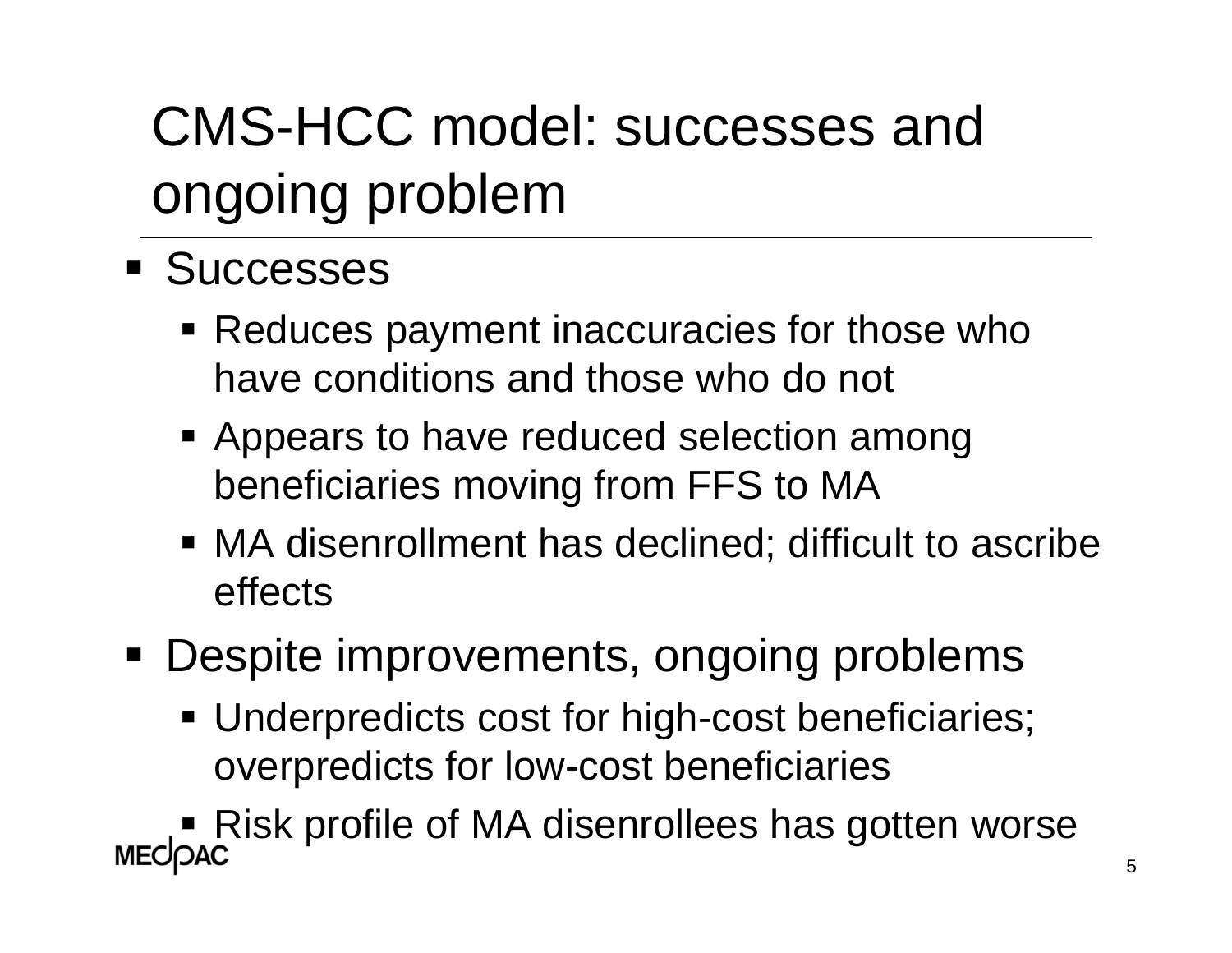# CMS-HCC model: successes and ongoing problem

- Successes
  - Reduces payment inaccuracies for those who have conditions and those who do not
  - Appears to have reduced selection among beneficiaries moving from FFS to MA
  - MA disenrollment has declined; difficult to ascribe effects
- Despite improvements, ongoing problems
  - Underpredicts cost for high-cost beneficiaries; overpredicts for low-cost beneficiaries
  - Risk profile of MA disenrollees has gotten worse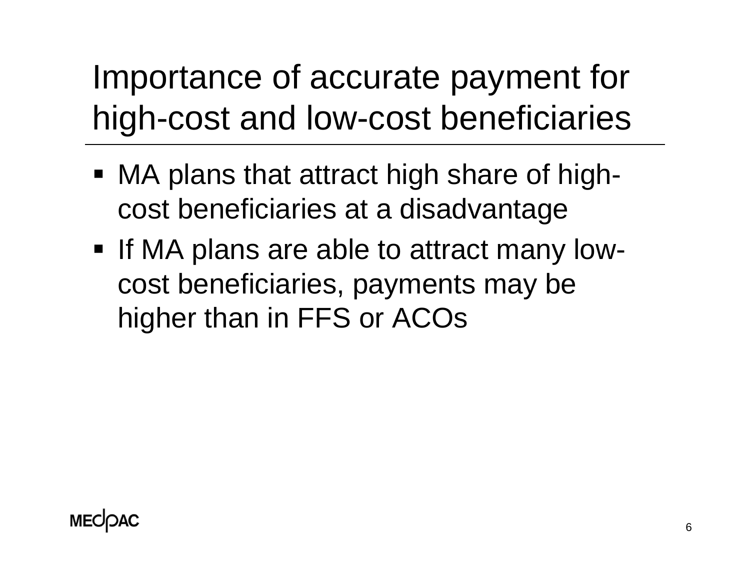# Importance of accurate payment for high-cost and low-cost beneficiaries

- MA plans that attract high share of high-cost beneficiaries at a disadvantage
- If MA plans are able to attract many low-cost beneficiaries, payments may be higher than in FFS or ACOs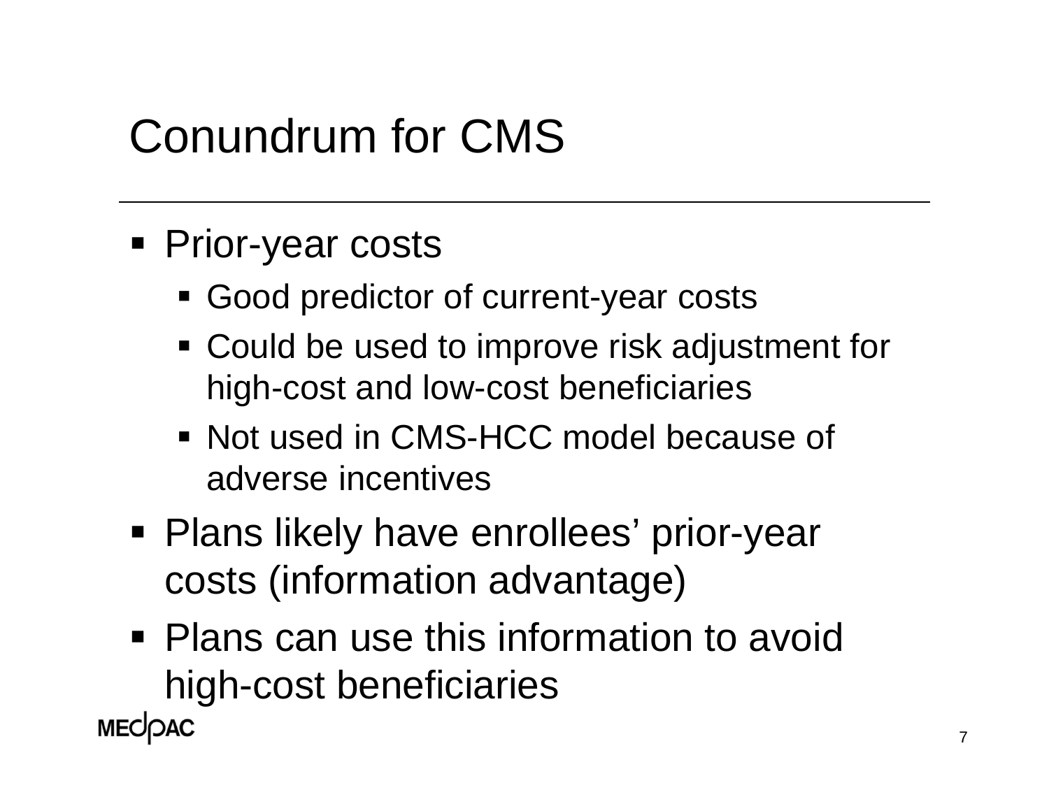# Conundrum for CMS

- Prior-year costs
  - Good predictor of current-year costs
  - Could be used to improve risk adjustment for high-cost and low-cost beneficiaries
  - Not used in CMS-HCC model because of adverse incentives
- Plans likely have enrollees’ prior-year costs (information advantage)
- Plans can use this information to avoid high-cost beneficiaries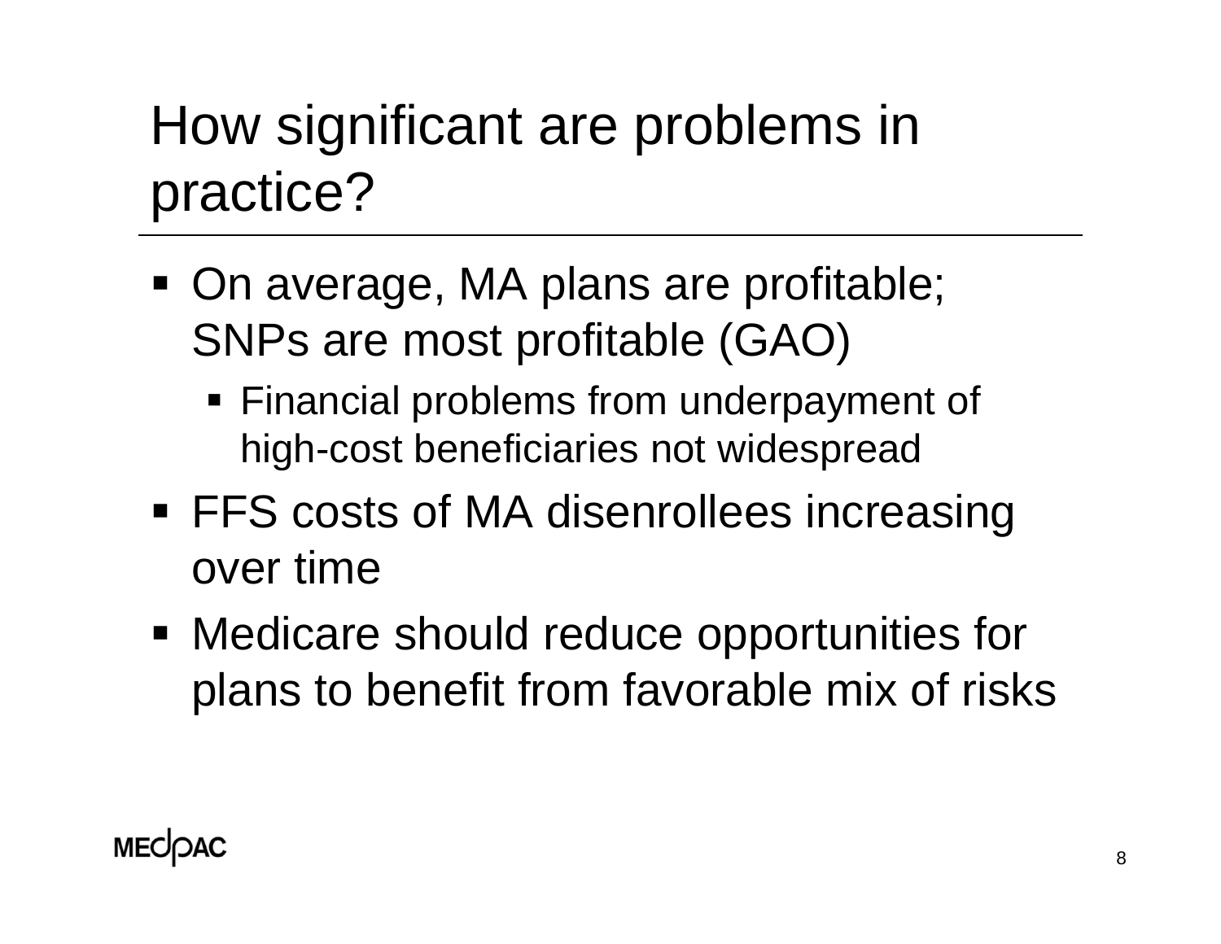# How significant are problems in practice?

- On average, MA plans are profitable; SNPs are most profitable (GAO)
  - Financial problems from underpayment of high-cost beneficiaries not widespread
- FFS costs of MA disenrollees increasing over time
- Medicare should reduce opportunities for plans to benefit from favorable mix of risks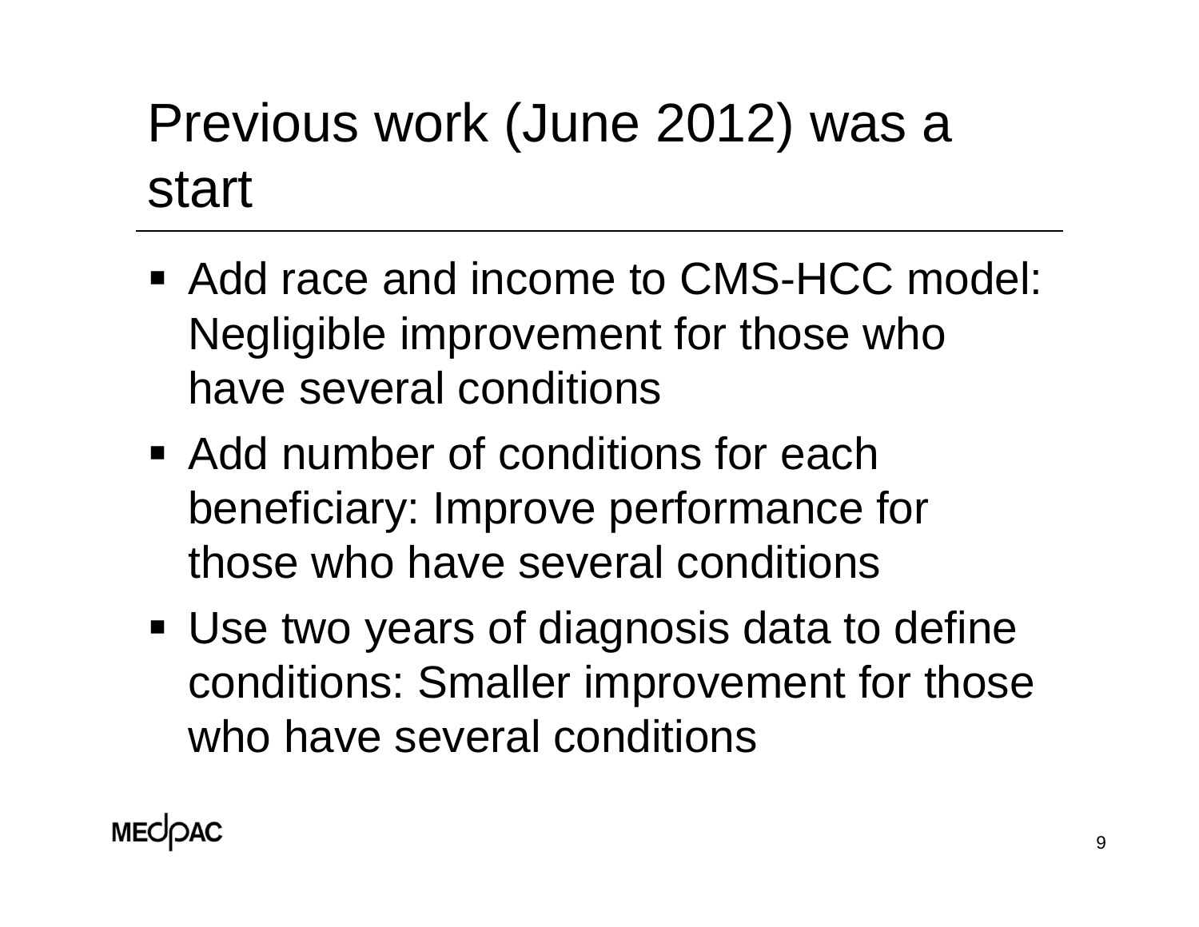# Previous work (June 2012) was a start

- Add race and income to CMS-HCC model: Negligible improvement for those who have several conditions
- Add number of conditions for each beneficiary: Improve performance for those who have several conditions
- Use two years of diagnosis data to define conditions: Smaller improvement for those who have several conditions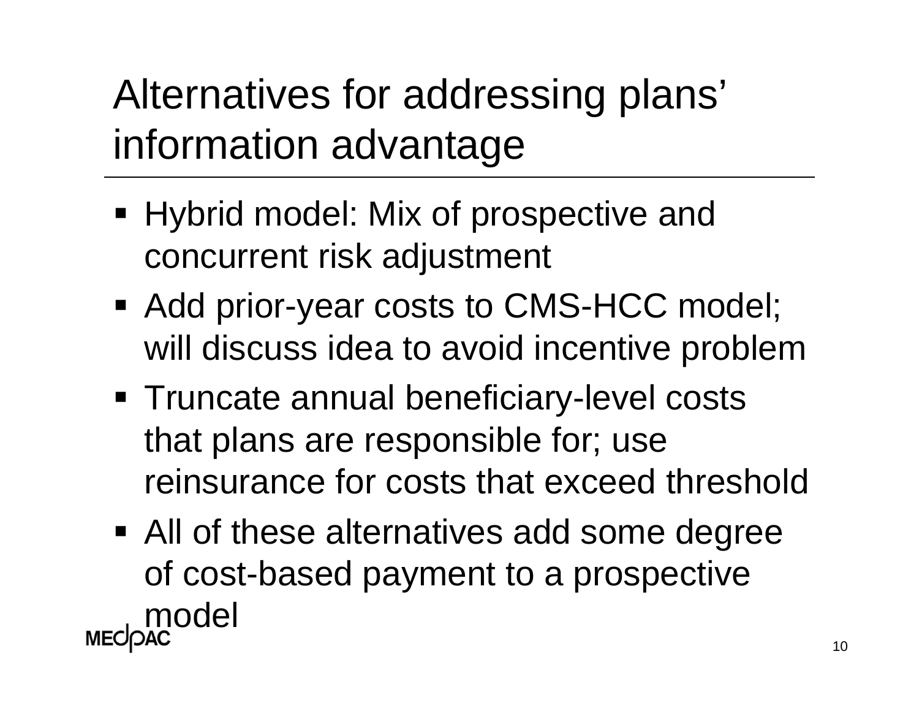# Alternatives for addressing plans' information advantage

- Hybrid model: Mix of prospective and concurrent risk adjustment
- Add prior-year costs to CMS-HCC model; will discuss idea to avoid incentive problem
- Truncate annual beneficiary-level costs that plans are responsible for; use reinsurance for costs that exceed threshold
- All of these alternatives add some degree of cost-based payment to a prospective model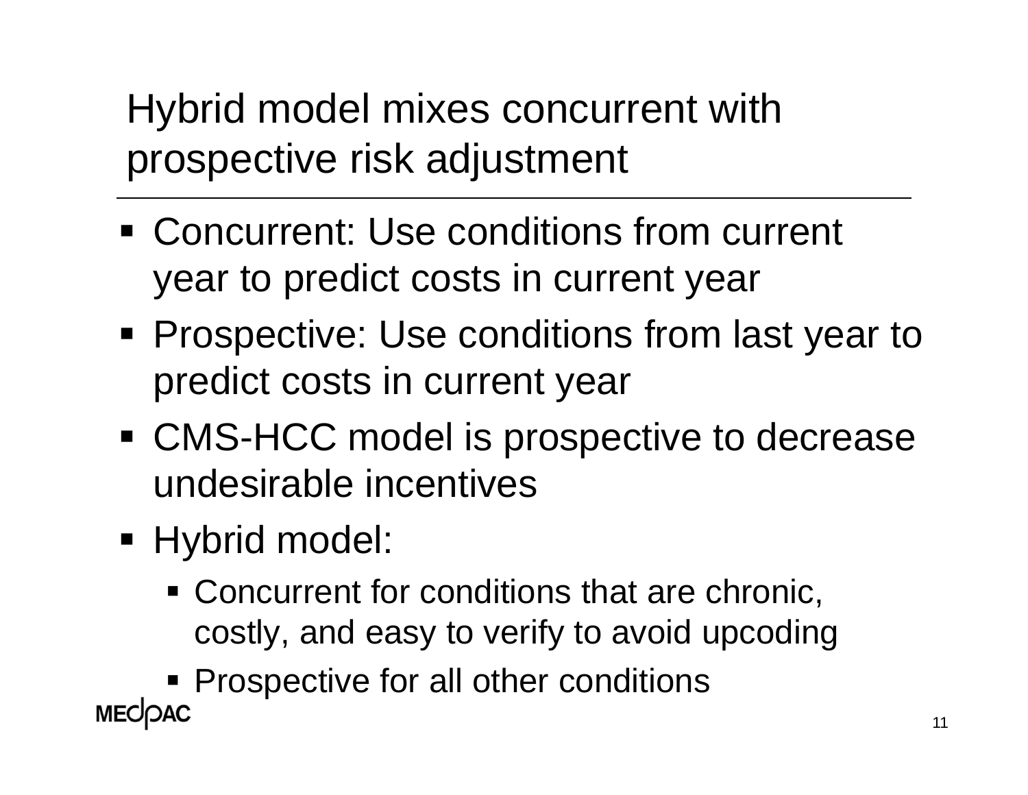# Hybrid model mixes concurrent with prospective risk adjustment

- Concurrent: Use conditions from current year to predict costs in current year
- Prospective: Use conditions from last year to predict costs in current year
- CMS-HCC model is prospective to decrease undesirable incentives
- Hybrid model:
  - Concurrent for conditions that are chronic, costly, and easy to verify to avoid upcoding
  - Prospective for all other conditions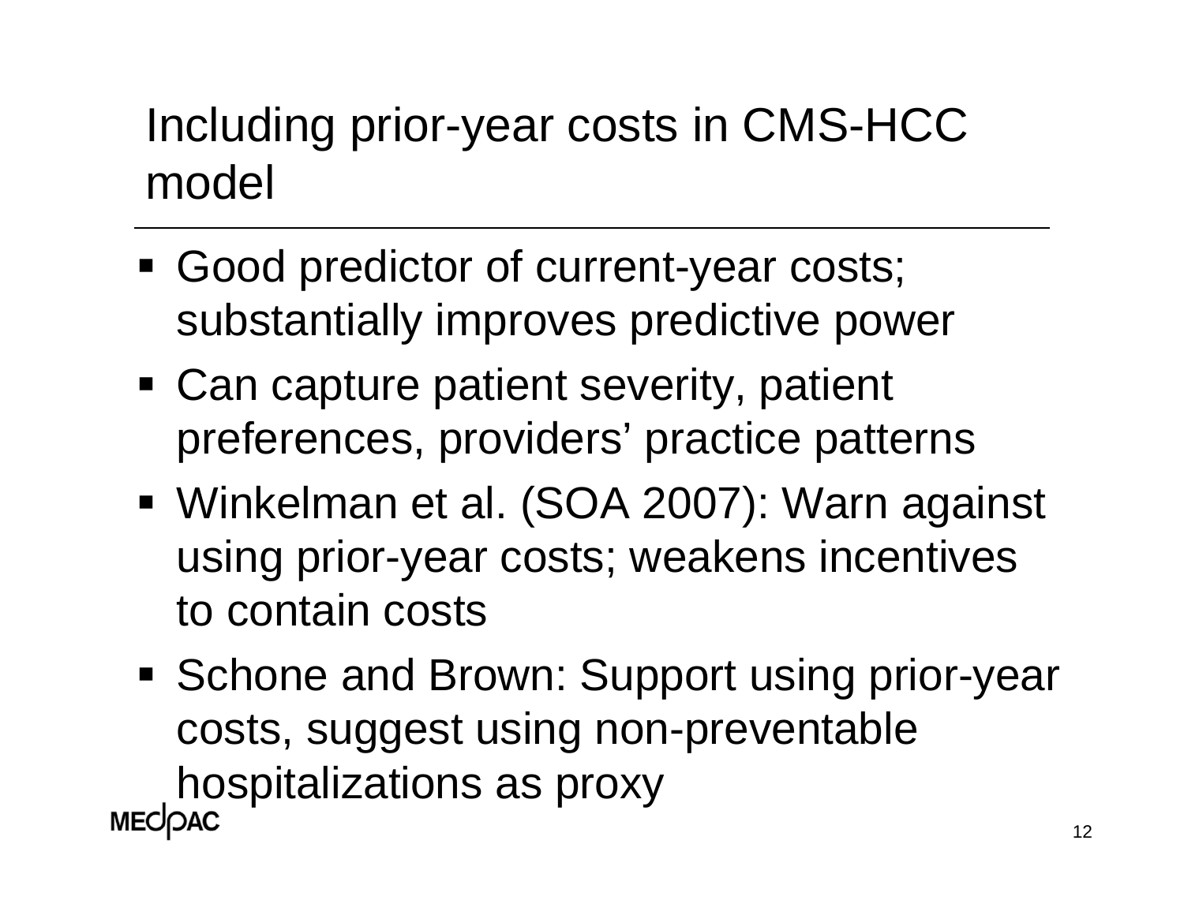# Including prior-year costs in CMS-HCC model

- Good predictor of current-year costs; substantially improves predictive power
- Can capture patient severity, patient preferences, providers' practice patterns
- Winkelman et al. (SOA 2007): Warn against using prior-year costs; weakens incentives to contain costs
- Schone and Brown: Support using prior-year costs, suggest using non-preventable hospitalizations as proxy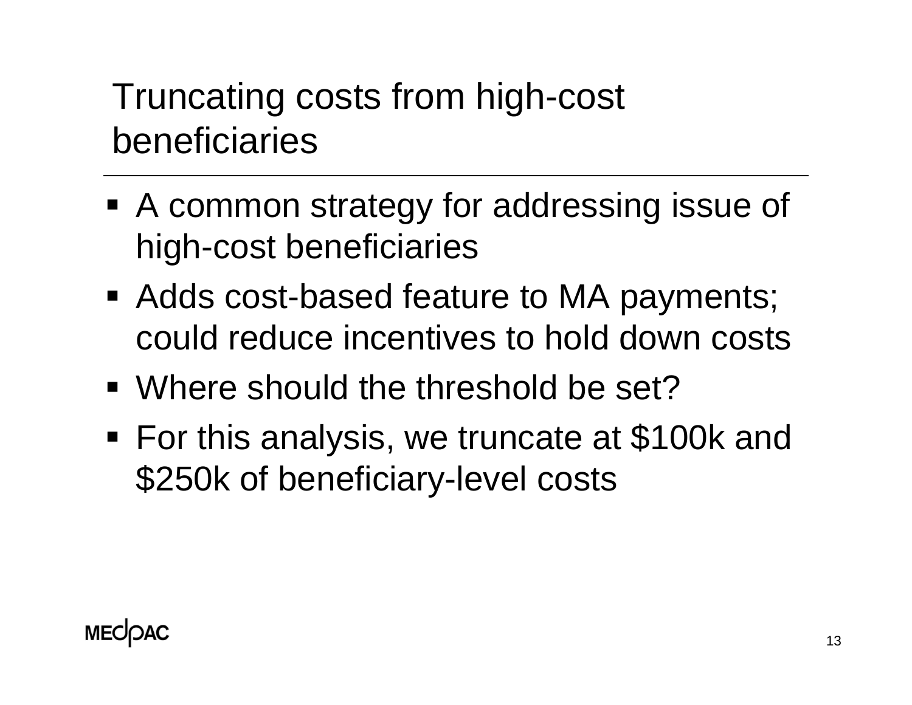# Truncating costs from high-cost beneficiaries

- A common strategy for addressing issue of high-cost beneficiaries
- Adds cost-based feature to MA payments; could reduce incentives to hold down costs
- Where should the threshold be set?
- For this analysis, we truncate at $100k and $250k of beneficiary-level costs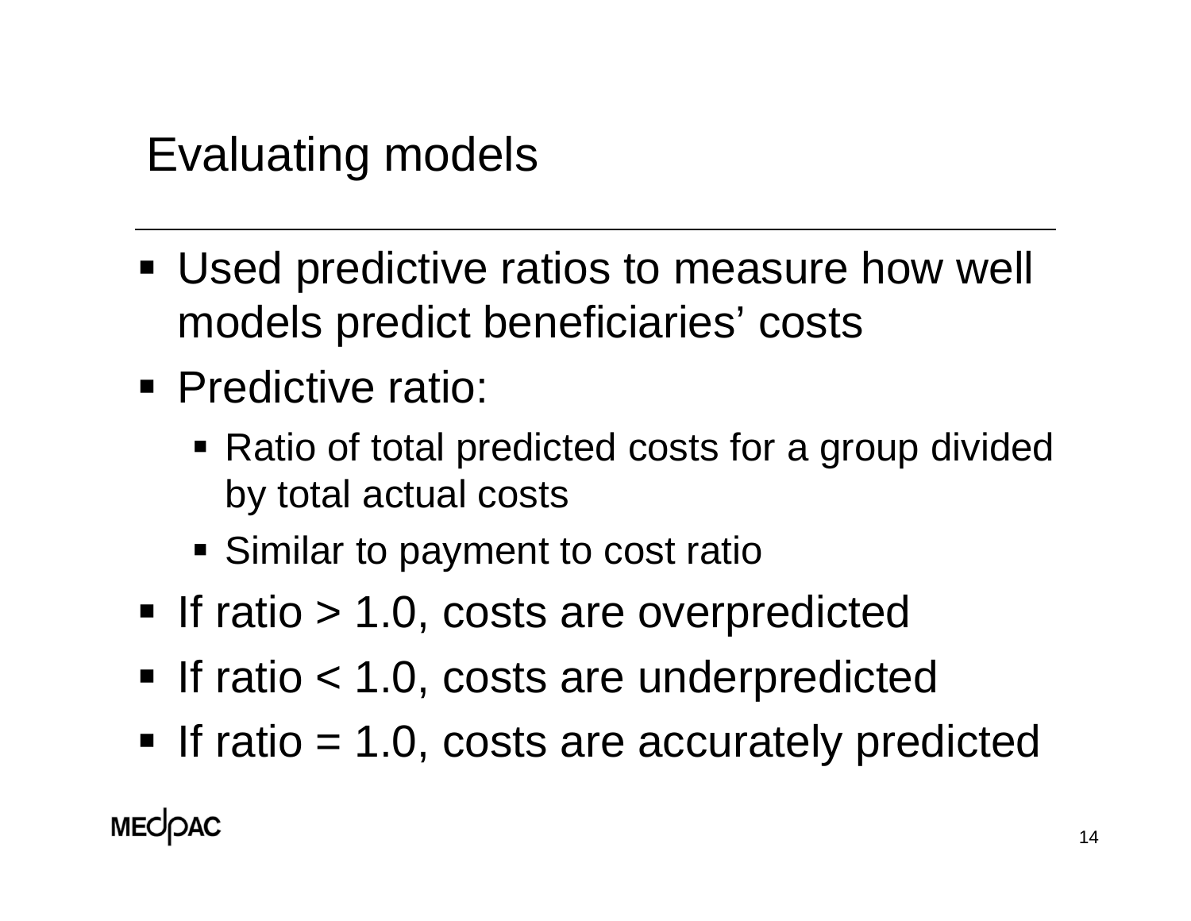# Evaluating models

- Used predictive ratios to measure how well models predict beneficiaries' costs
- Predictive ratio:
  - Ratio of total predicted costs for a group divided by total actual costs
  - Similar to payment to cost ratio
- If ratio > 1.0, costs are overpredicted
- If ratio < 1.0, costs are underpredicted
- If ratio = 1.0, costs are accurately predicted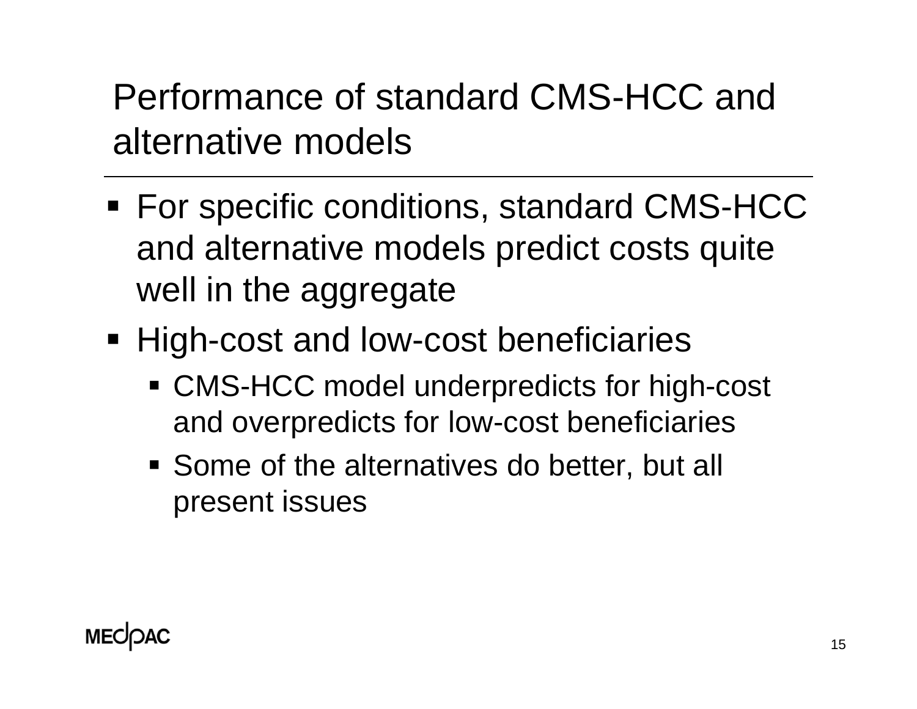# Performance of standard CMS-HCC and alternative models

- For specific conditions, standard CMS-HCC and alternative models predict costs quite well in the aggregate
- High-cost and low-cost beneficiaries
  - CMS-HCC model underpredicts for high-cost and overpredicts for low-cost beneficiaries
  - Some of the alternatives do better, but all present issues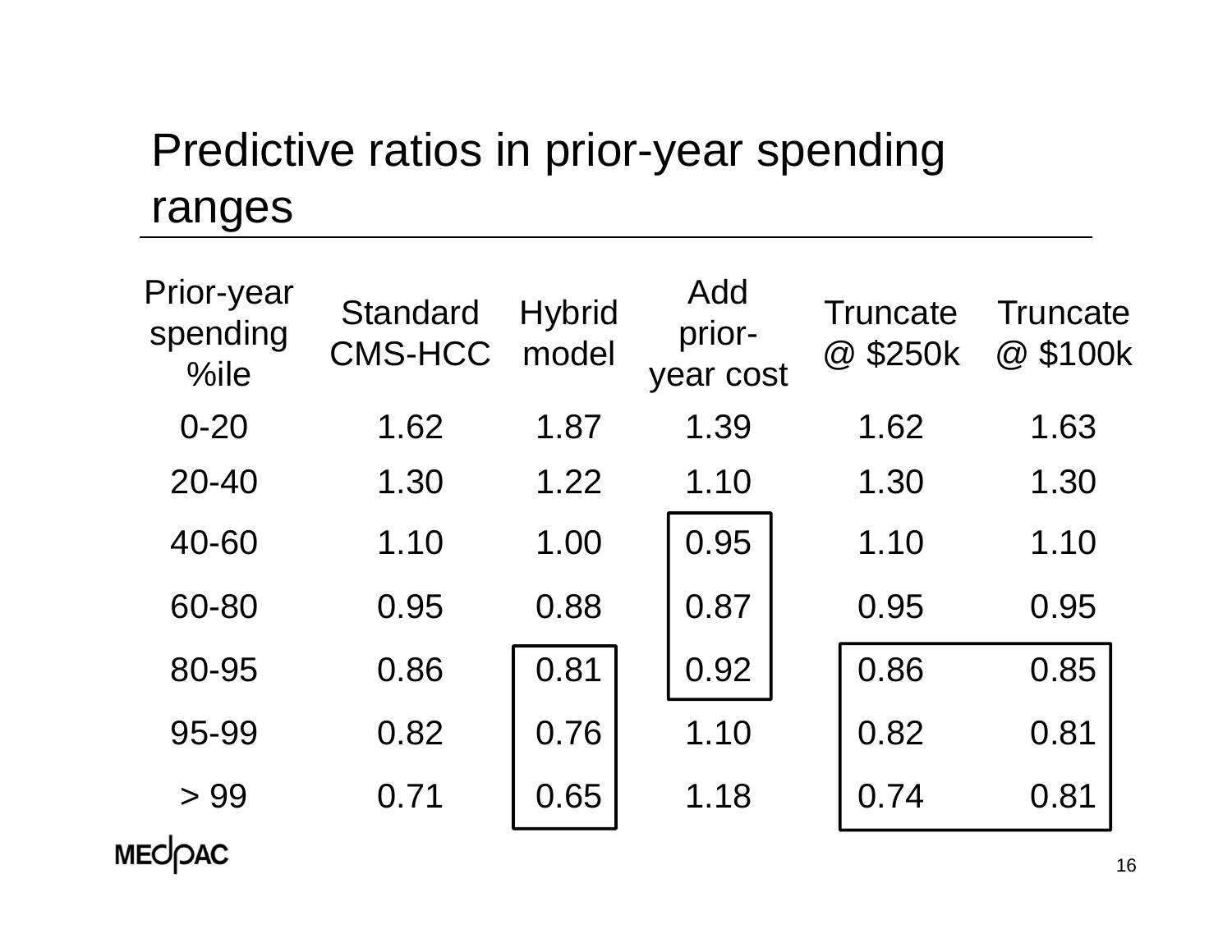# Predictive ratios in prior-year spending ranges

| Prior-year spending %ile | Standard CMS-HCC | Hybrid model | Add prior-year cost | Truncate @ $250k | Truncate @ $100k |
|---|---|---|---|---|---|
| 0-20 | 1.62 | 1.87 | 1.39 | 1.62 | 1.63 |
| 20-40 | 1.30 | 1.22 | 1.10 | 1.30 | 1.30 |
| 40-60 | 1.10 | 1.00 | 0.95 | 1.10 | 1.10 |
| 60-80 | 0.95 | 0.88 | 0.87 | 0.95 | 0.95 |
| 80-95 | 0.86 | 0.81 | 0.92 | 0.86 | 0.85 |
| 95-99 | 0.82 | 0.76 | 1.10 | 0.82 | 0.81 |
| > 99 | 0.71 | 0.65 | 1.18 | 0.74 | 0.81 |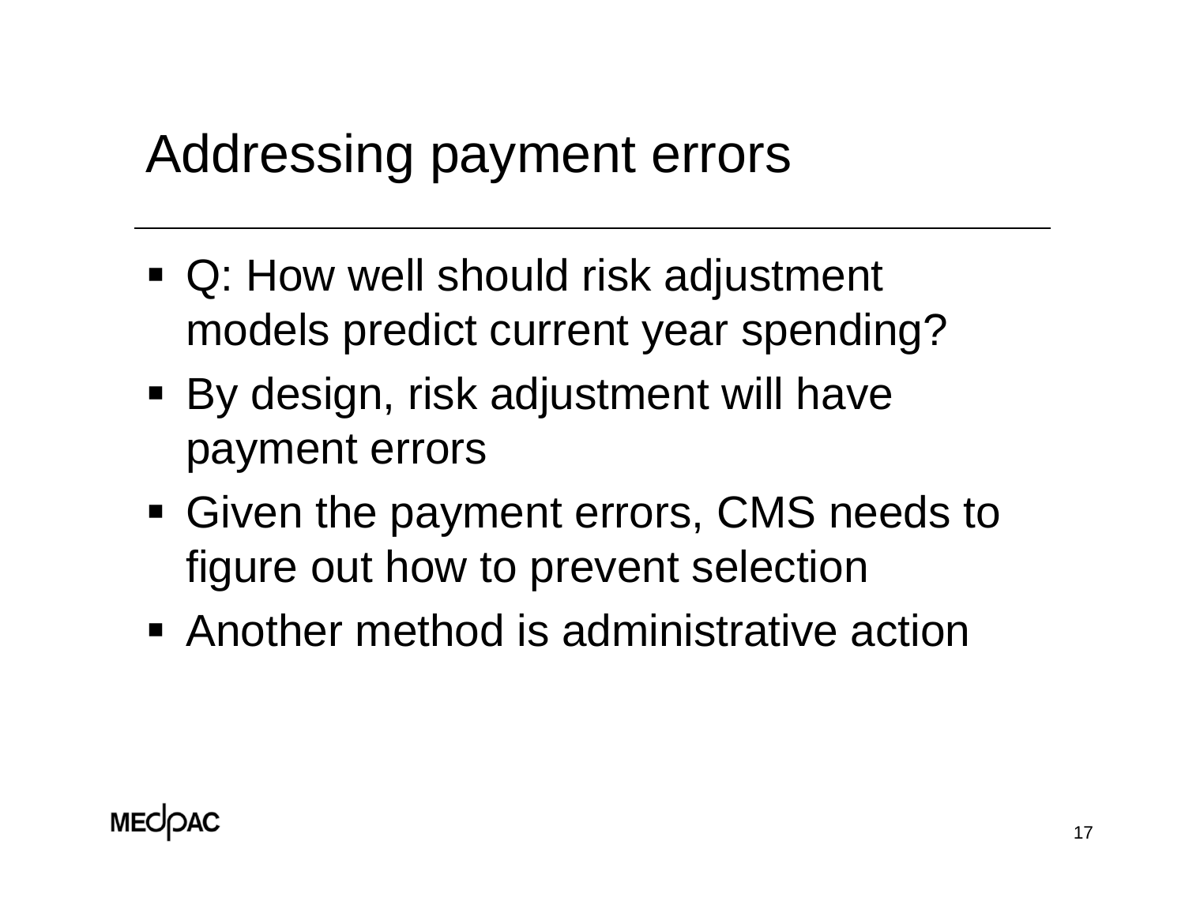# Addressing payment errors

- Q: How well should risk adjustment models predict current year spending?
- By design, risk adjustment will have payment errors
- Given the payment errors, CMS needs to figure out how to prevent selection
- Another method is administrative action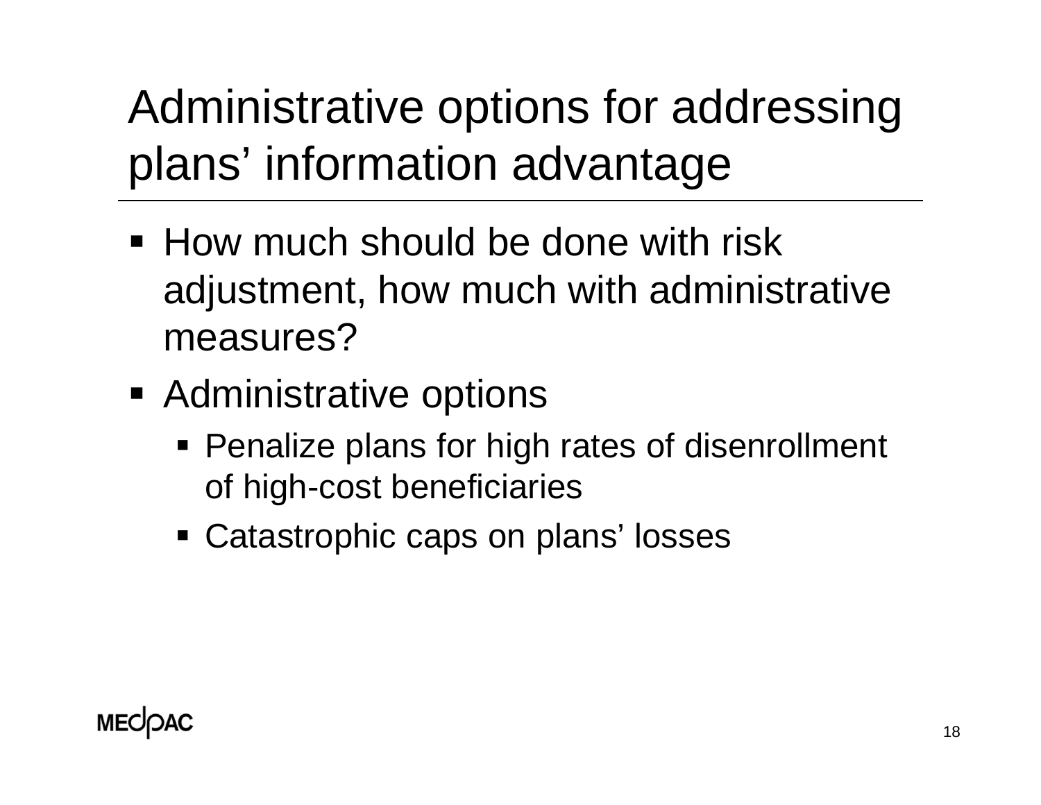# Administrative options for addressing plans' information advantage

- How much should be done with risk adjustment, how much with administrative measures?
- Administrative options
  - Penalize plans for high rates of disenrollment of high-cost beneficiaries
  - Catastrophic caps on plans' losses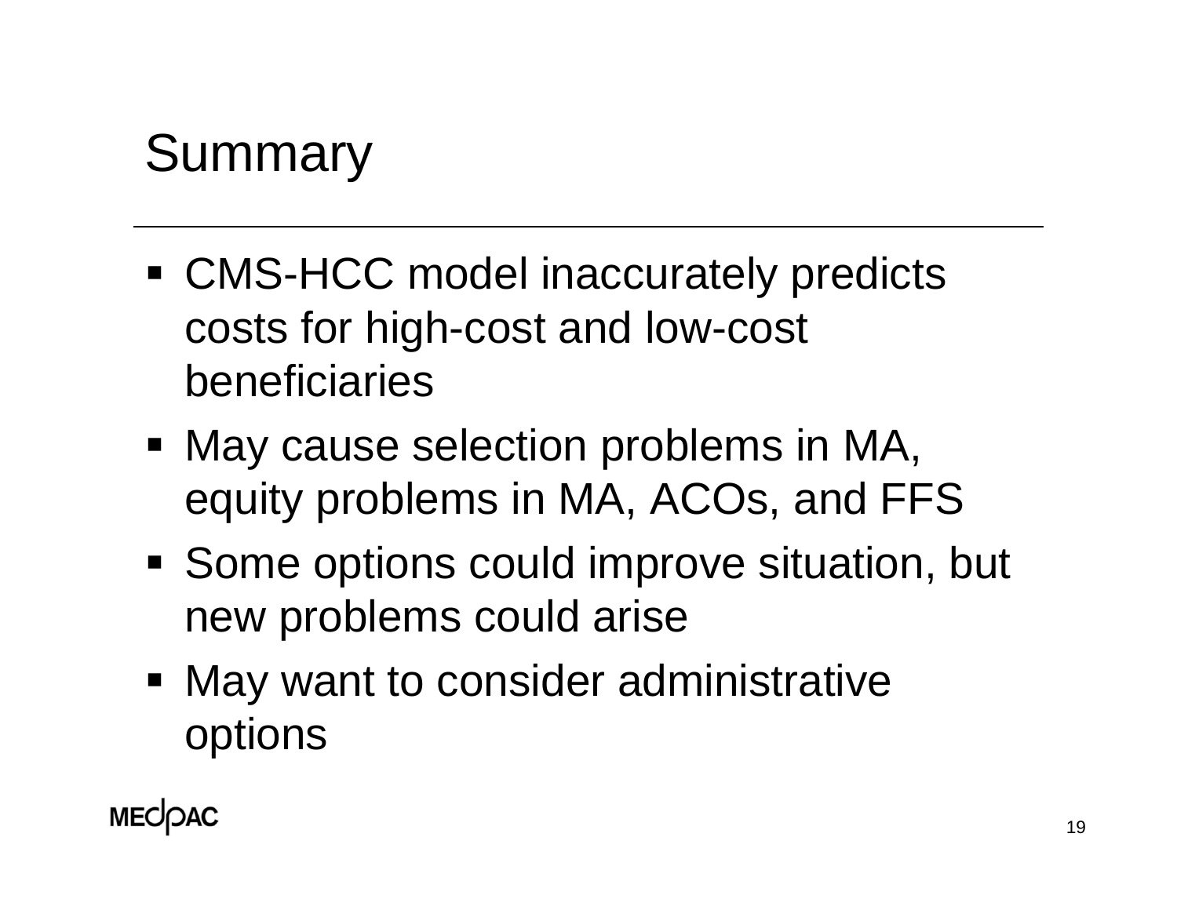# Summary

- CMS-HCC model inaccurately predicts costs for high-cost and low-cost beneficiaries
- May cause selection problems in MA, equity problems in MA, ACOs, and FFS
- Some options could improve situation, but new problems could arise
- May want to consider administrative options

MEDPAC